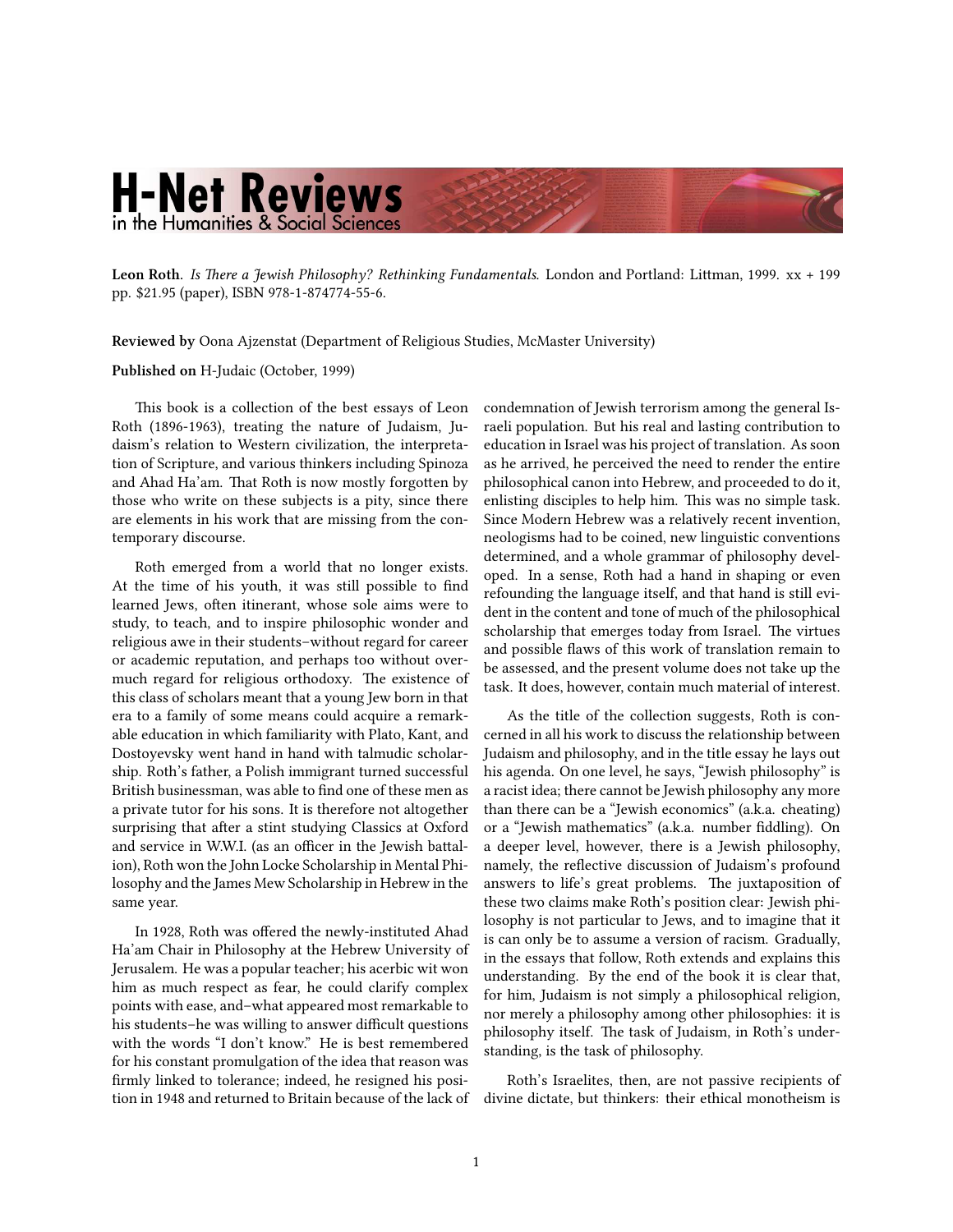**Leon Roth**. *Is There a Jewish Philosophy? Rethinking Fundamentals.* London and Portland: Littman, 1999. xx + 199 pp. $21.95 (paper), ISBN 978-1-874774-55-6.

**Reviewed by** Oona Ajzenstat (Department of Religious Studies, McMaster University)

**Published on** H-Judaic (October, 1999)

This book is a collection of the best essays of Leon Roth (1896-1963), treating the nature of Judaism, Judaism's relation to Western civilization, the interpretation of Scripture, and various thinkers including Spinoza and Ahad Ha'am. That Roth is now mostly forgotten by those who write on these subjects is a pity, since there are elements in his work that are missing from the contemporary discourse.

Roth emerged from a world that no longer exists. At the time of his youth, it was still possible to find learned Jews, often itinerant, whose sole aims were to study, to teach, and to inspire philosophic wonder and religious awe in their students–without regard for career or academic reputation, and perhaps too without overmuch regard for religious orthodoxy. The existence of this class of scholars meant that a young Jew born in that era to a family of some means could acquire a remarkable education in which familiarity with Plato, Kant, and Dostoyevsky went hand in hand with talmudic scholarship. Roth's father, a Polish immigrant turned successful British businessman, was able to find one of these men as a private tutor for his sons. It is therefore not altogether surprising that after a stint studying Classics at Oxford and service in W.W.I. (as an officer in the Jewish battalion), Roth won the John Locke Scholarship in Mental Philosophy and the James Mew Scholarship in Hebrew in the same year.

In 1928, Roth was offered the newly-instituted Ahad Ha'am Chair in Philosophy at the Hebrew University of Jerusalem. He was a popular teacher; his acerbic wit won him as much respect as fear, he could clarify complex points with ease, and–what appeared most remarkable to his students–he was willing to answer difficult questions with the words "I don't know." He is best remembered for his constant promulgation of the idea that reason was firmly linked to tolerance; indeed, he resigned his position in 1948 and returned to Britain because of the lack of condemnation of Jewish terrorism among the general Israeli population. But his real and lasting contribution to education in Israel was his project of translation. As soon as he arrived, he perceived the need to render the entire philosophical canon into Hebrew, and proceeded to do it, enlisting disciples to help him. This was no simple task. Since Modern Hebrew was a relatively recent invention, neologisms had to be coined, new linguistic conventions determined, and a whole grammar of philosophy developed. In a sense, Roth had a hand in shaping or even refounding the language itself, and that hand is still evident in the content and tone of much of the philosophical scholarship that emerges today from Israel. The virtues and possible flaws of this work of translation remain to be assessed, and the present volume does not take up the task. It does, however, contain much material of interest.

As the title of the collection suggests, Roth is concerned in all his work to discuss the relationship between Judaism and philosophy, and in the title essay he lays out his agenda. On one level, he says, "Jewish philosophy" is a racist idea; there cannot be Jewish philosophy any more than there can be a "Jewish economics" (a.k.a. cheating) or a "Jewish mathematics" (a.k.a. number fiddling). On a deeper level, however, there is a Jewish philosophy, namely, the reflective discussion of Judaism's profound answers to life's great problems. The juxtaposition of these two claims make Roth's position clear: Jewish philosophy is not particular to Jews, and to imagine that it is can only be to assume a version of racism. Gradually, in the essays that follow, Roth extends and explains this understanding. By the end of the book it is clear that, for him, Judaism is not simply a philosophical religion, nor merely a philosophy among other philosophies: it is philosophy itself. The task of Judaism, in Roth's understanding, is the task of philosophy.

Roth's Israelites, then, are not passive recipients of divine dictate, but thinkers: their ethical monotheism is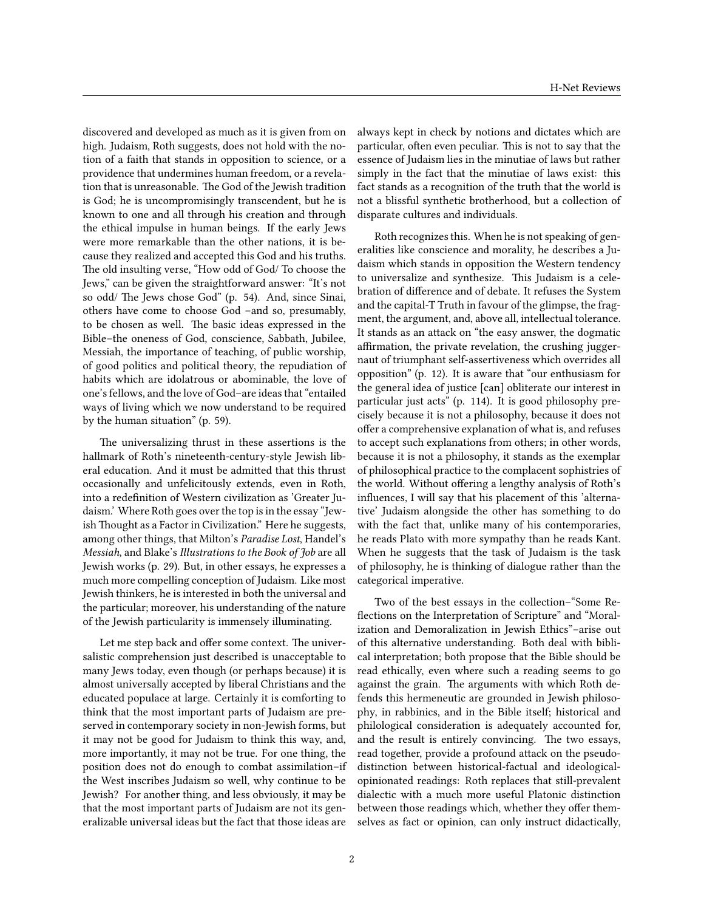discovered and developed as much as it is given from on high. Judaism, Roth suggests, does not hold with the notion of a faith that stands in opposition to science, or a providence that undermines human freedom, or a revelation that is unreasonable. The God of the Jewish tradition is God; he is uncompromisingly transcendent, but he is known to one and all through his creation and through the ethical impulse in human beings. If the early Jews were more remarkable than the other nations, it is because they realized and accepted this God and his truths. The old insulting verse, "How odd of God/ To choose the Jews," can be given the straightforward answer: "It's not so odd/ The Jews chose God" (p. 54). And, since Sinai, others have come to choose God –and so, presumably, to be chosen as well. The basic ideas expressed in the Bible–the oneness of God, conscience, Sabbath, Jubilee, Messiah, the importance of teaching, of public worship, of good politics and political theory, the repudiation of habits which are idolatrous or abominable, the love of one's fellows, and the love of God–are ideas that "entailed ways of living which we now understand to be required by the human situation" (p. 59).

The universalizing thrust in these assertions is the hallmark of Roth's nineteenth-century-style Jewish liberal education. And it must be admitted that this thrust occasionally and unfelicitously extends, even in Roth, into a redefinition of Western civilization as 'Greater Judaism.' Where Roth goes over the top is in the essay "Jewish Thought as a Factor in Civilization." Here he suggests, among other things, that Milton's *Paradise Lost*, Handel's *Messiah*, and Blake's *Illustrations to the Book of Job* are all Jewish works (p. 29). But, in other essays, he expresses a much more compelling conception of Judaism. Like most Jewish thinkers, he is interested in both the universal and the particular; moreover, his understanding of the nature of the Jewish particularity is immensely illuminating.

Let me step back and offer some context. The universalistic comprehension just described is unacceptable to many Jews today, even though (or perhaps because) it is almost universally accepted by liberal Christians and the educated populace at large. Certainly it is comforting to think that the most important parts of Judaism are preserved in contemporary society in non-Jewish forms, but it may not be good for Judaism to think this way, and, more importantly, it may not be true. For one thing, the position does not do enough to combat assimilation–if the West inscribes Judaism so well, why continue to be Jewish? For another thing, and less obviously, it may be that the most important parts of Judaism are not its generalizable universal ideas but the fact that those ideas are always kept in check by notions and dictates which are particular, often even peculiar. This is not to say that the essence of Judaism lies in the minutiae of laws but rather simply in the fact that the minutiae of laws exist: this fact stands as a recognition of the truth that the world is not a blissful synthetic brotherhood, but a collection of disparate cultures and individuals.

Roth recognizes this. When he is not speaking of generalities like conscience and morality, he describes a Judaism which stands in opposition the Western tendency to universalize and synthesize. This Judaism is a celebration of difference and of debate. It refuses the System and the capital-T Truth in favour of the glimpse, the fragment, the argument, and, above all, intellectual tolerance. It stands as an attack on "the easy answer, the dogmatic affirmation, the private revelation, the crushing juggernaut of triumphant self-assertiveness which overrides all opposition" (p. 12). It is aware that "our enthusiasm for the general idea of justice [can] obliterate our interest in particular just acts" (p. 114). It is good philosophy precisely because it is not a philosophy, because it does not offer a comprehensive explanation of what is, and refuses to accept such explanations from others; in other words, because it is not a philosophy, it stands as the exemplar of philosophical practice to the complacent sophistries of the world. Without offering a lengthy analysis of Roth's influences, I will say that his placement of this 'alternative' Judaism alongside the other has something to do with the fact that, unlike many of his contemporaries, he reads Plato with more sympathy than he reads Kant. When he suggests that the task of Judaism is the task of philosophy, he is thinking of dialogue rather than the categorical imperative.

Two of the best essays in the collection–"Some Reflections on the Interpretation of Scripture" and "Moralization and Demoralization in Jewish Ethics"–arise out of this alternative understanding. Both deal with biblical interpretation; both propose that the Bible should be read ethically, even where such a reading seems to go against the grain. The arguments with which Roth defends this hermeneutic are grounded in Jewish philosophy, in rabbinics, and in the Bible itself; historical and philological consideration is adequately accounted for, and the result is entirely convincing. The two essays, read together, provide a profound attack on the pseudo-distinction between historical-factual and ideological-opinionated readings: Roth replaces that still-prevalent dialectic with a much more useful Platonic distinction between those readings which, whether they offer themselves as fact or opinion, can only instruct didactically,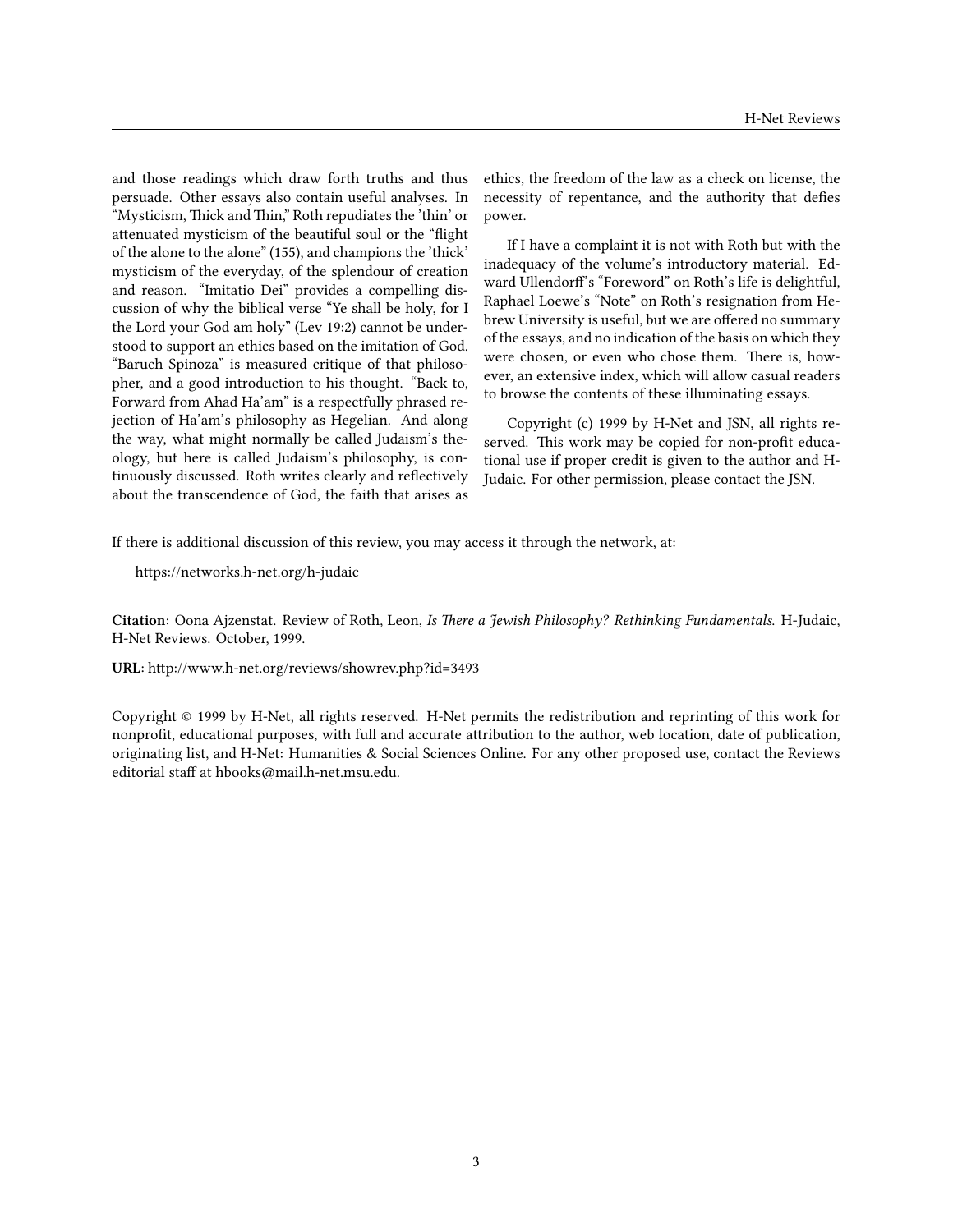and those readings which draw forth truths and thus persuade. Other essays also contain useful analyses. In "Mysticism, Thick and Thin," Roth repudiates the 'thin' or attenuated mysticism of the beautiful soul or the "flight of the alone to the alone" (155), and champions the 'thick' mysticism of the everyday, of the splendour of creation and reason. "Imitatio Dei" provides a compelling discussion of why the biblical verse "Ye shall be holy, for I the Lord your God am holy" (Lev 19:2) cannot be understood to support an ethics based on the imitation of God. "Baruch Spinoza" is measured critique of that philosopher, and a good introduction to his thought. "Back to, Forward from Ahad Ha'am" is a respectfully phrased rejection of Ha'am's philosophy as Hegelian. And along the way, what might normally be called Judaism's theology, but here is called Judaism's philosophy, is continuously discussed. Roth writes clearly and reflectively about the transcendence of God, the faith that arises as ethics, the freedom of the law as a check on license, the necessity of repentance, and the authority that defies power.

If I have a complaint it is not with Roth but with the inadequacy of the volume's introductory material. Edward Ullendorff's "Foreword" on Roth's life is delightful, Raphael Loewe's "Note" on Roth's resignation from Hebrew University is useful, but we are offered no summary of the essays, and no indication of the basis on which they were chosen, or even who chose them. There is, however, an extensive index, which will allow casual readers to browse the contents of these illuminating essays.

Copyright (c) 1999 by H-Net and JSN, all rights reserved. This work may be copied for non-profit educational use if proper credit is given to the author and H-Judaic. For other permission, please contact the JSN.

If there is additional discussion of this review, you may access it through the network, at:

https://networks.h-net.org/h-judaic

**Citation:** Oona Ajzenstat. Review of Roth, Leon, *Is There a Jewish Philosophy? Rethinking Fundamentals*. H-Judaic, H-Net Reviews. October, 1999.

**URL:** http://www.h-net.org/reviews/showrev.php?id=3493

Copyright © 1999 by H-Net, all rights reserved. H-Net permits the redistribution and reprinting of this work for nonprofit, educational purposes, with full and accurate attribution to the author, web location, date of publication, originating list, and H-Net: Humanities & Social Sciences Online. For any other proposed use, contact the Reviews editorial staff at hbooks@mail.h-net.msu.edu.